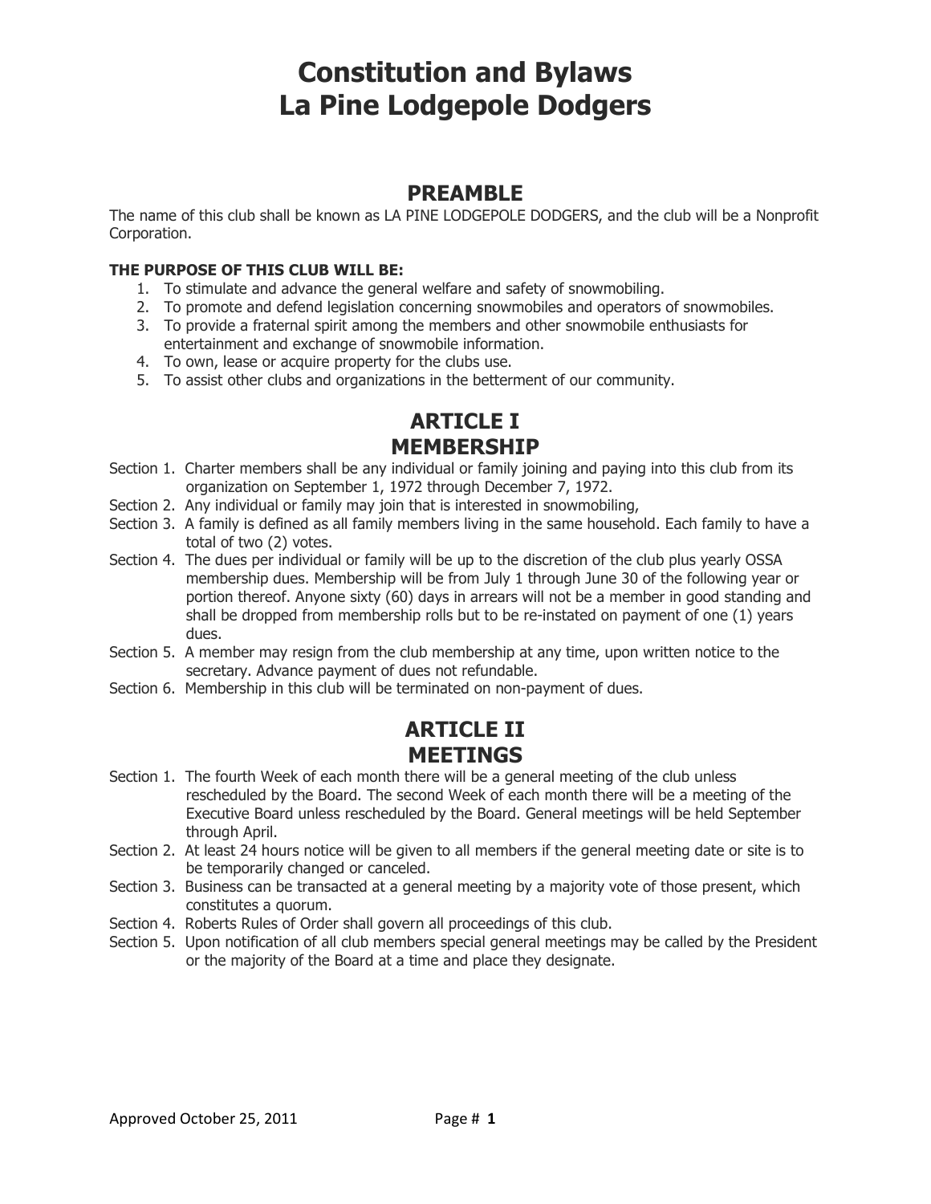# Constitution and Bylaws
# La Pine Lodgepole Dodgers

## PREAMBLE

The name of this club shall be known as LA PINE LODGEPOLE DODGERS, and the club will be a Nonprofit Corporation.

**THE PURPOSE OF THIS CLUB WILL BE:**

1. To stimulate and advance the general welfare and safety of snowmobiling.
2. To promote and defend legislation concerning snowmobiles and operators of snowmobiles.
3. To provide a fraternal spirit among the members and other snowmobile enthusiasts for entertainment and exchange of snowmobile information.
4. To own, lease or acquire property for the clubs use.
5. To assist other clubs and organizations in the betterment of our community.

## ARTICLE I
## MEMBERSHIP

Section 1. Charter members shall be any individual or family joining and paying into this club from its organization on September 1, 1972 through December 7, 1972.

Section 2. Any individual or family may join that is interested in snowmobiling,

Section 3. A family is defined as all family members living in the same household. Each family to have a total of two (2) votes.

Section 4. The dues per individual or family will be up to the discretion of the club plus yearly OSSA membership dues. Membership will be from July 1 through June 30 of the following year or portion thereof. Anyone sixty (60) days in arrears will not be a member in good standing and shall be dropped from membership rolls but to be re-instated on payment of one (1) years dues.

Section 5. A member may resign from the club membership at any time, upon written notice to the secretary. Advance payment of dues not refundable.

Section 6. Membership in this club will be terminated on non-payment of dues.

## ARTICLE II
## MEETINGS

Section 1. The fourth Week of each month there will be a general meeting of the club unless rescheduled by the Board. The second Week of each month there will be a meeting of the Executive Board unless rescheduled by the Board. General meetings will be held September through April.

Section 2. At least 24 hours notice will be given to all members if the general meeting date or site is to be temporarily changed or canceled.

Section 3. Business can be transacted at a general meeting by a majority vote of those present, which constitutes a quorum.

Section 4. Roberts Rules of Order shall govern all proceedings of this club.

Section 5. Upon notification of all club members special general meetings may be called by the President or the majority of the Board at a time and place they designate.

Approved October 25, 2011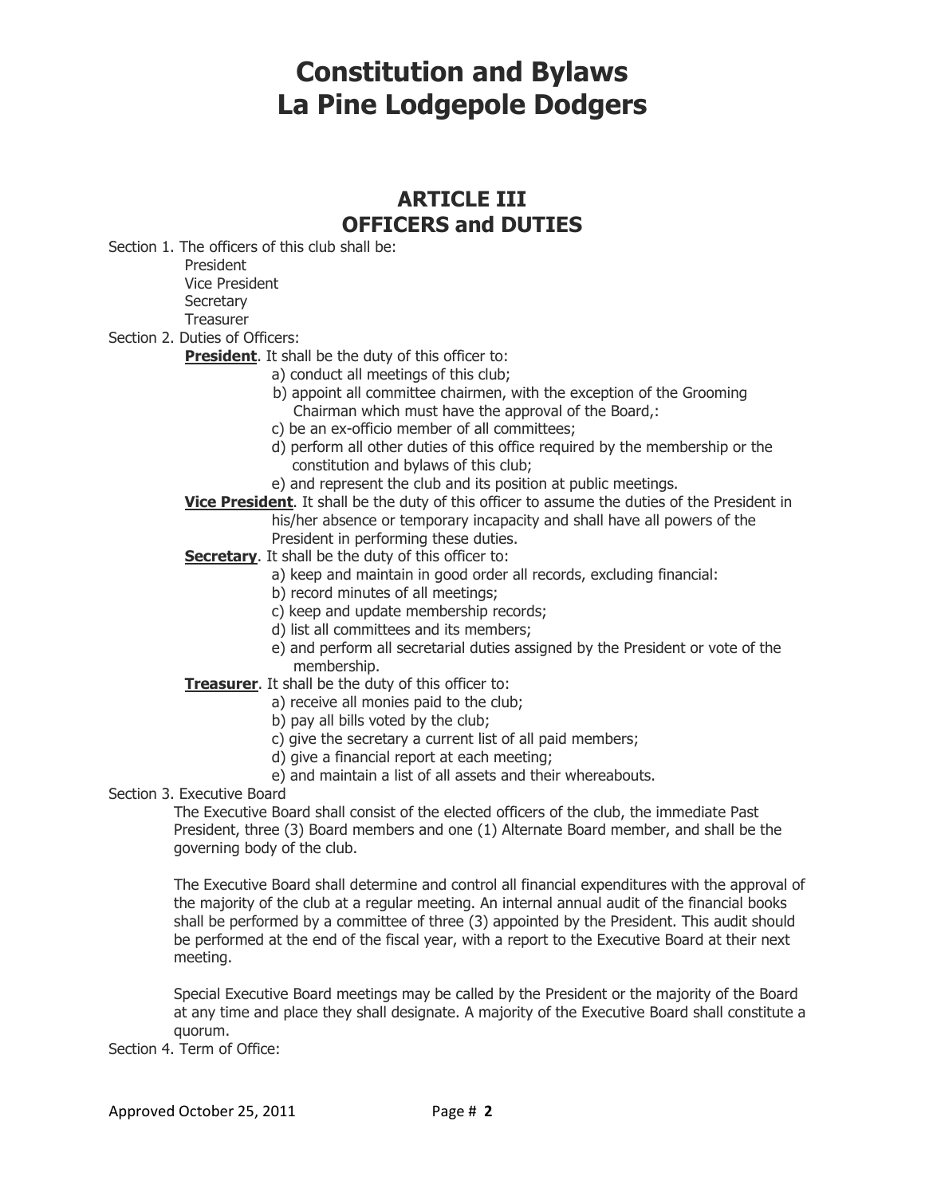# Constitution and Bylaws
# La Pine Lodgepole Dodgers

## ARTICLE III
## OFFICERS and DUTIES

Section 1. The officers of this club shall be:

President
Vice President
Secretary
Treasurer

Section 2. Duties of Officers:

**President**. It shall be the duty of this officer to:

a) conduct all meetings of this club;
b) appoint all committee chairmen, with the exception of the Grooming Chairman which must have the approval of the Board,:
c) be an ex-officio member of all committees;
d) perform all other duties of this office required by the membership or the constitution and bylaws of this club;
e) and represent the club and its position at public meetings.

**Vice President**. It shall be the duty of this officer to assume the duties of the President in his/her absence or temporary incapacity and shall have all powers of the President in performing these duties.

**Secretary**. It shall be the duty of this officer to:

a) keep and maintain in good order all records, excluding financial:
b) record minutes of all meetings;
c) keep and update membership records;
d) list all committees and its members;
e) and perform all secretarial duties assigned by the President or vote of the membership.

**Treasurer**. It shall be the duty of this officer to:

a) receive all monies paid to the club;
b) pay all bills voted by the club;
c) give the secretary a current list of all paid members;
d) give a financial report at each meeting;
e) and maintain a list of all assets and their whereabouts.

Section 3. Executive Board

The Executive Board shall consist of the elected officers of the club, the immediate Past President, three (3) Board members and one (1) Alternate Board member, and shall be the governing body of the club.

The Executive Board shall determine and control all financial expenditures with the approval of the majority of the club at a regular meeting. An internal annual audit of the financial books shall be performed by a committee of three (3) appointed by the President. This audit should be performed at the end of the fiscal year, with a report to the Executive Board at their next meeting.

Special Executive Board meetings may be called by the President or the majority of the Board at any time and place they shall designate. A majority of the Executive Board shall constitute a quorum.

Section 4. Term of Office: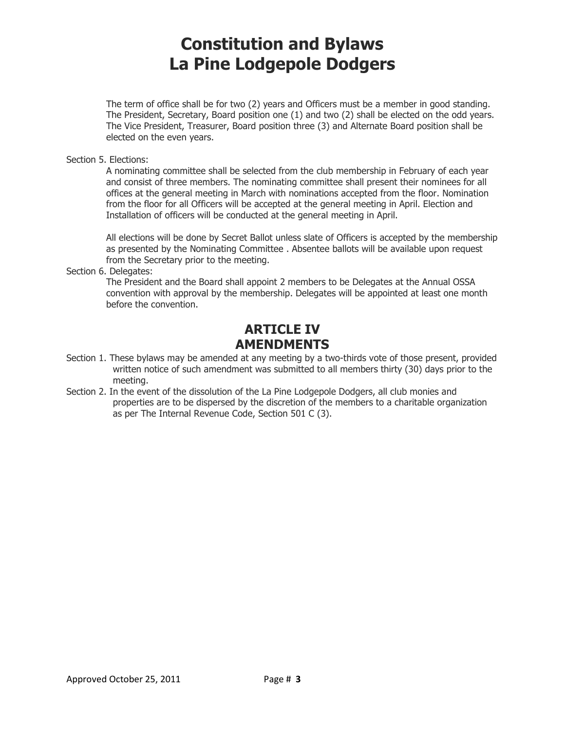# Constitution and Bylaws La Pine Lodgepole Dodgers

The term of office shall be for two (2) years and Officers must be a member in good standing. The President, Secretary, Board position one (1) and two (2) shall be elected on the odd years. The Vice President, Treasurer, Board position three (3) and Alternate Board position shall be elected on the even years.

Section 5. Elections:

A nominating committee shall be selected from the club membership in February of each year and consist of three members. The nominating committee shall present their nominees for all offices at the general meeting in March with nominations accepted from the floor. Nomination from the floor for all Officers will be accepted at the general meeting in April. Election and Installation of officers will be conducted at the general meeting in April.

All elections will be done by Secret Ballot unless slate of Officers is accepted by the membership as presented by the Nominating Committee . Absentee ballots will be available upon request from the Secretary prior to the meeting.

Section 6. Delegates:

The President and the Board shall appoint 2 members to be Delegates at the Annual OSSA convention with approval by the membership. Delegates will be appointed at least one month before the convention.

## ARTICLE IV AMENDMENTS

Section 1. These bylaws may be amended at any meeting by a two-thirds vote of those present, provided written notice of such amendment was submitted to all members thirty (30) days prior to the meeting.

Section 2. In the event of the dissolution of the La Pine Lodgepole Dodgers, all club monies and properties are to be dispersed by the discretion of the members to a charitable organization as per The Internal Revenue Code, Section 501 C (3).

Approved October 25, 2011